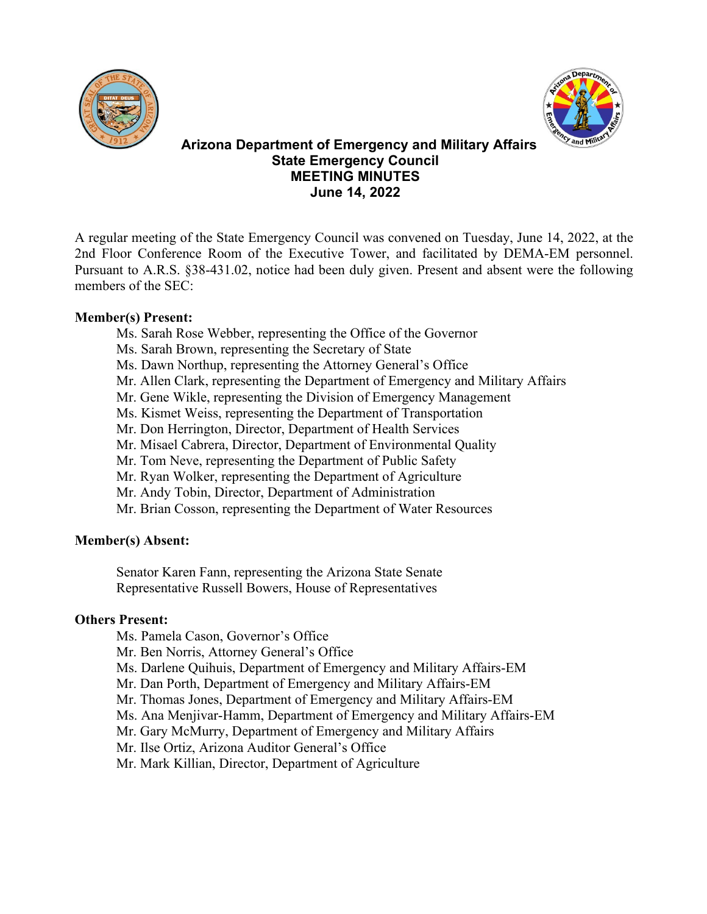# Arizona Department of Emergency and Military Affairs
## State Emergency Council
## MEETING MINUTES
## June 14, 2022

A regular meeting of the State Emergency Council was convened on Tuesday, June 14, 2022, at the 2nd Floor Conference Room of the Executive Tower, and facilitated by DEMA-EM personnel. Pursuant to A.R.S. §38-431.02, notice had been duly given. Present and absent were the following members of the SEC:

**Member(s) Present:**

- Ms. Sarah Rose Webber, representing the Office of the Governor
- Ms. Sarah Brown, representing the Secretary of State
- Ms. Dawn Northup, representing the Attorney General's Office
- Mr. Allen Clark, representing the Department of Emergency and Military Affairs
- Mr. Gene Wikle, representing the Division of Emergency Management
- Ms. Kismet Weiss, representing the Department of Transportation
- Mr. Don Herrington, Director, Department of Health Services
- Mr. Misael Cabrera, Director, Department of Environmental Quality
- Mr. Tom Neve, representing the Department of Public Safety
- Mr. Ryan Wolker, representing the Department of Agriculture
- Mr. Andy Tobin, Director, Department of Administration
- Mr. Brian Cosson, representing the Department of Water Resources

**Member(s) Absent:**

- Senator Karen Fann, representing the Arizona State Senate
- Representative Russell Bowers, House of Representatives

**Others Present:**

- Ms. Pamela Cason, Governor's Office
- Mr. Ben Norris, Attorney General's Office
- Ms. Darlene Quihuis, Department of Emergency and Military Affairs-EM
- Mr. Dan Porth, Department of Emergency and Military Affairs-EM
- Mr. Thomas Jones, Department of Emergency and Military Affairs-EM
- Ms. Ana Menjivar-Hamm, Department of Emergency and Military Affairs-EM
- Mr. Gary McMurry, Department of Emergency and Military Affairs
- Mr. Ilse Ortiz, Arizona Auditor General's Office
- Mr. Mark Killian, Director, Department of Agriculture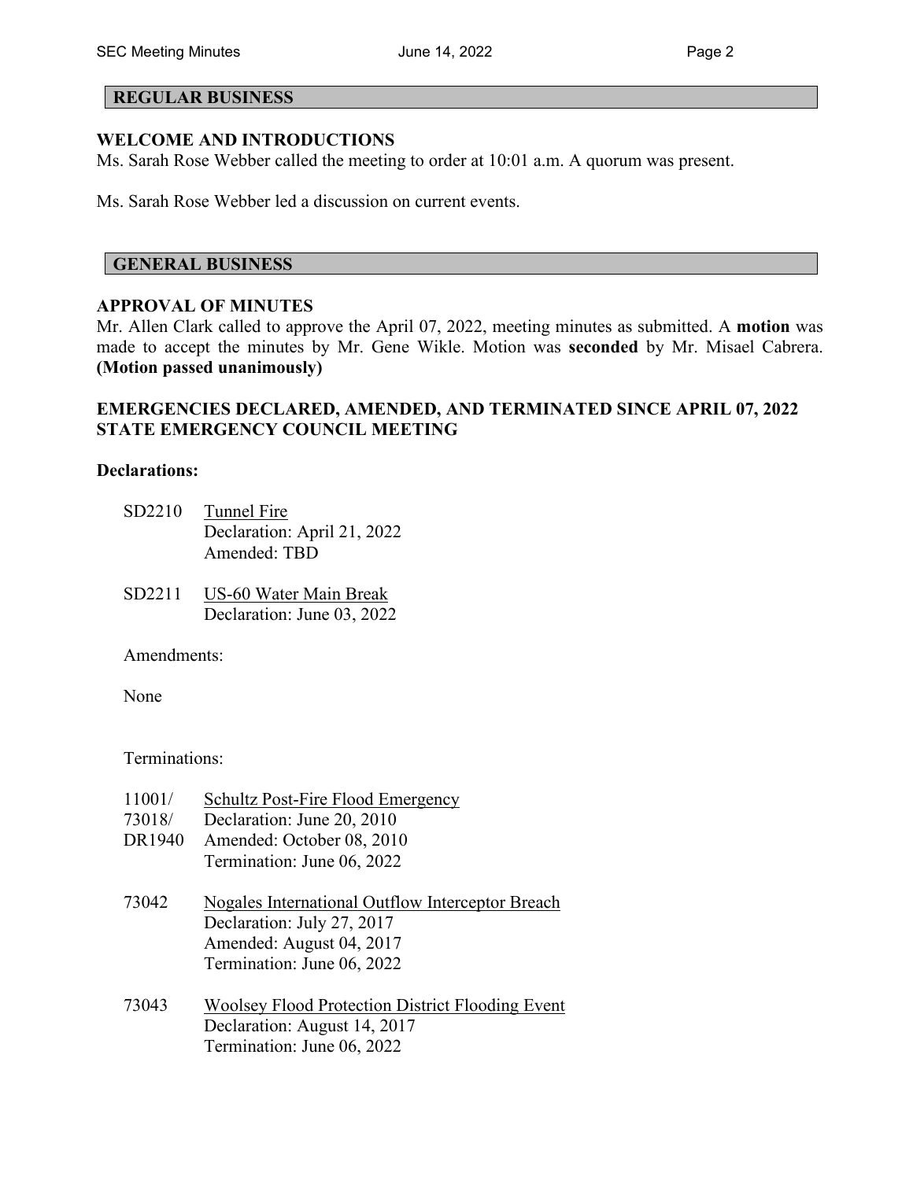## REGULAR BUSINESS

### WELCOME AND INTRODUCTIONS

Ms. Sarah Rose Webber called the meeting to order at 10:01 a.m. A quorum was present.

Ms. Sarah Rose Webber led a discussion on current events.

## GENERAL BUSINESS

### APPROVAL OF MINUTES

Mr. Allen Clark called to approve the April 07, 2022, meeting minutes as submitted. A **motion** was made to accept the minutes by Mr. Gene Wikle. Motion was **seconded** by Mr. Misael Cabrera. **(Motion passed unanimously)**

### EMERGENCIES DECLARED, AMENDED, AND TERMINATED SINCE APRIL 07, 2022 STATE EMERGENCY COUNCIL MEETING

**Declarations:**

SD2210 Tunnel Fire
Declaration: April 21, 2022
Amended: TBD

SD2211 US-60 Water Main Break
Declaration: June 03, 2022

Amendments:

None

Terminations:

11001/
73018/
DR1940 Schultz Post-Fire Flood Emergency
Declaration: June 20, 2010
Amended: October 08, 2010
Termination: June 06, 2022

73042 Nogales International Outflow Interceptor Breach
Declaration: July 27, 2017
Amended: August 04, 2017
Termination: June 06, 2022

73043 Woolsey Flood Protection District Flooding Event
Declaration: August 14, 2017
Termination: June 06, 2022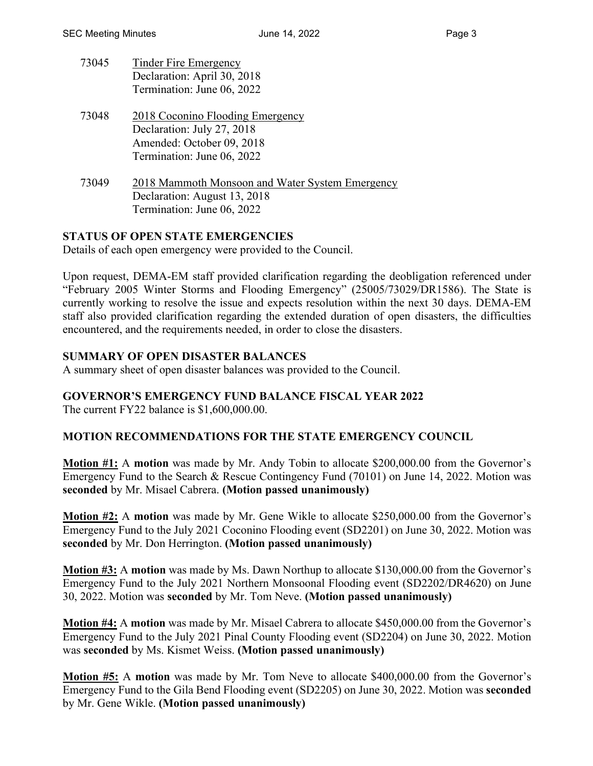73045 Tinder Fire Emergency
Declaration: April 30, 2018
Termination: June 06, 2022

73048 2018 Coconino Flooding Emergency
Declaration: July 27, 2018
Amended: October 09, 2018
Termination: June 06, 2022

73049 2018 Mammoth Monsoon and Water System Emergency
Declaration: August 13, 2018
Termination: June 06, 2022

**STATUS OF OPEN STATE EMERGENCIES**

Details of each open emergency were provided to the Council.

Upon request, DEMA-EM staff provided clarification regarding the deobligation referenced under "February 2005 Winter Storms and Flooding Emergency" (25005/73029/DR1586). The State is currently working to resolve the issue and expects resolution within the next 30 days. DEMA-EM staff also provided clarification regarding the extended duration of open disasters, the difficulties encountered, and the requirements needed, in order to close the disasters.

**SUMMARY OF OPEN DISASTER BALANCES**

A summary sheet of open disaster balances was provided to the Council.

**GOVERNOR'S EMERGENCY FUND BALANCE FISCAL YEAR 2022**

The current FY22 balance is $1,600,000.00.

**MOTION RECOMMENDATIONS FOR THE STATE EMERGENCY COUNCIL**

**Motion #1:** A **motion** was made by Mr. Andy Tobin to allocate $200,000.00 from the Governor's Emergency Fund to the Search & Rescue Contingency Fund (70101) on June 14, 2022. Motion was **seconded** by Mr. Misael Cabrera. **(Motion passed unanimously)**

**Motion #2:** A **motion** was made by Mr. Gene Wikle to allocate $250,000.00 from the Governor's Emergency Fund to the July 2021 Coconino Flooding event (SD2201) on June 30, 2022. Motion was **seconded** by Mr. Don Herrington. **(Motion passed unanimously)**

**Motion #3:** A **motion** was made by Ms. Dawn Northup to allocate $130,000.00 from the Governor's Emergency Fund to the July 2021 Northern Monsoonal Flooding event (SD2202/DR4620) on June 30, 2022. Motion was **seconded** by Mr. Tom Neve. **(Motion passed unanimously)**

**Motion #4:** A **motion** was made by Mr. Misael Cabrera to allocate $450,000.00 from the Governor's Emergency Fund to the July 2021 Pinal County Flooding event (SD2204) on June 30, 2022. Motion was **seconded** by Ms. Kismet Weiss. **(Motion passed unanimously)**

**Motion #5:** A **motion** was made by Mr. Tom Neve to allocate $400,000.00 from the Governor's Emergency Fund to the Gila Bend Flooding event (SD2205) on June 30, 2022. Motion was **seconded** by Mr. Gene Wikle. **(Motion passed unanimously)**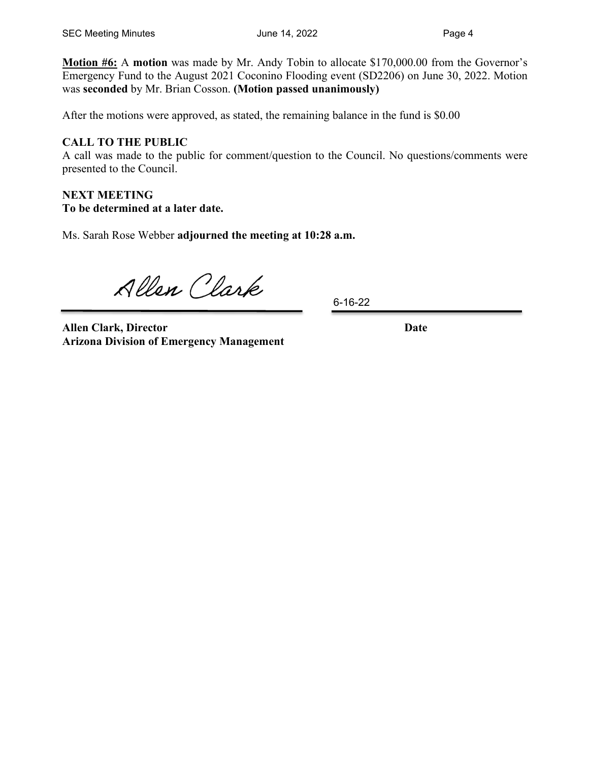**Motion #6:** A **motion** was made by Mr. Andy Tobin to allocate $170,000.00 from the Governor's Emergency Fund to the August 2021 Coconino Flooding event (SD2206) on June 30, 2022. Motion was **seconded** by Mr. Brian Cosson. **(Motion passed unanimously)**

After the motions were approved, as stated, the remaining balance in the fund is $0.00

**CALL TO THE PUBLIC**

A call was made to the public for comment/question to the Council. No questions/comments were presented to the Council.

**NEXT MEETING**

**To be determined at a later date.**

Ms. Sarah Rose Webber **adjourned the meeting at 10:28 a.m.**

Allen Clark

6-16-22

**Allen Clark, Director** **Date**

**Arizona Division of Emergency Management**